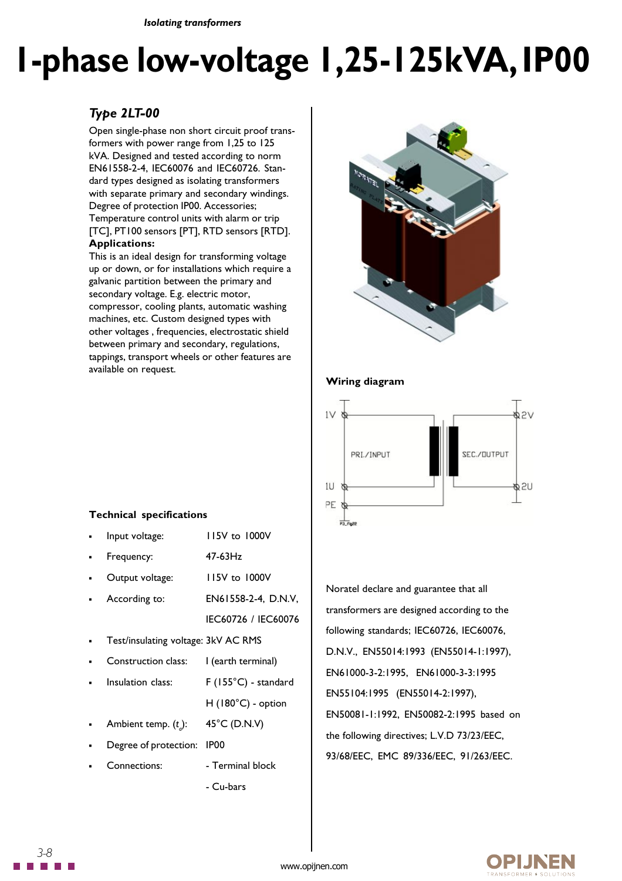*Isolating transformers*

# 1-phase low-voltage 1,25-125kVA, IP00

### *Type 2LT-00*

Open single-phase non short circuit proof transformers with power range from 1,25 to 125 kVA. Designed and tested according to norm EN61558-2-4, IEC60076 and IEC60726. Standard types designed as isolating transformers with separate primary and secondary windings. Degree of protection IP00. Accessories; Temperature control units with alarm or trip [TC], PT100 sensors [PT], RTD sensors [RTD].

**Applications:**

This is an ideal design for transforming voltage up or down, or for installations which require a galvanic partition between the primary and secondary voltage. E.g. electric motor, compressor, cooling plants, automatic washing machines, etc. Custom designed types with other voltages , frequencies, electrostatic shield between primary and secondary, regulations, tappings, transport wheels or other features are available on request.

**Technical specifications**

- Input voltage: 115V to 1000V
- Frequency: 47-63Hz
- Output voltage: 115V to 1000V
- According to: EN61558-2-4, D.N.V, IEC60726 / IEC60076
- Test/insulating voltage: 3kV AC RMS
- Construction class: I (earth terminal)
- Insulation class: F (155°C) - standard, H (180°C) - option
- Ambient temp. ($t_a$): 45°C (D.N.V)
- Degree of protection: IP00
- Connections: - Terminal block, - Cu-bars

**Wiring diagram**

1V, 1U, PE — PRI./INPUT — SEC./OUTPUT — 2V, 2U

Noratel declare and guarantee that all transformers are designed according to the following standards; IEC60726, IEC60076, D.N.V., EN55014:1993 (EN55014-1:1997), EN61000-3-2:1995, EN61000-3-3:1995 EN55104:1995 (EN55014-2:1997), EN50081-1:1992, EN50082-2:1995 based on the following directives; L.V.D 73/23/EEC, 93/68/EEC, EMC 89/336/EEC, 91/263/EEC.

www.opijnen.com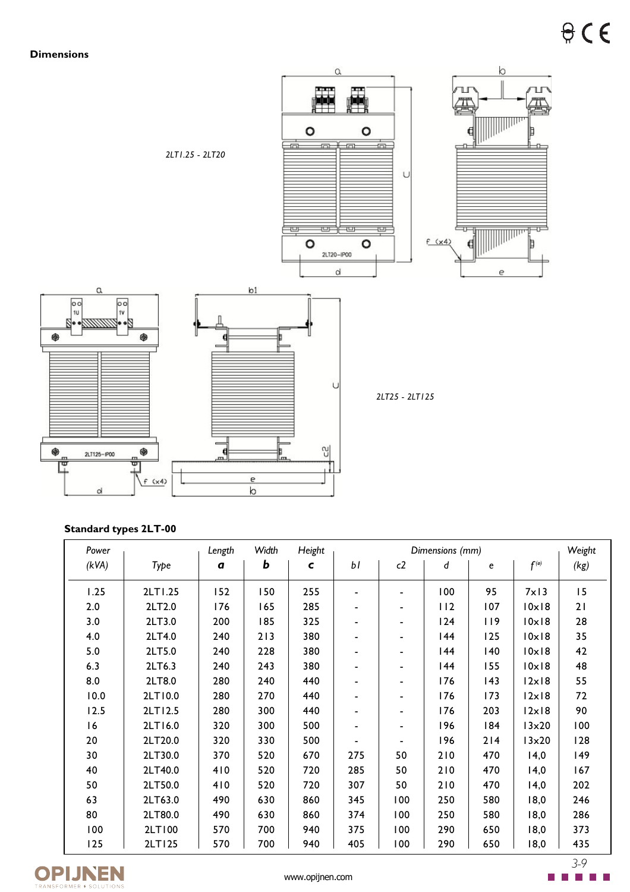## Dimensions

2LT1.25 - 2LT20

2LT25 - 2LT125

### Standard types 2LT-00

| Power (kVA) | Type | Length *a* | Width *b* | Height *c* | Dimensions (mm) *b1* | *c2* | *d* | *e* | *f*[a] | Weight (kg) |
|---|---|---|---|---|---|---|---|---|---|---|
| 1.25 | 2LT1.25 | 152 | 150 | 255 | - | - | 100 | 95 | 7x13 | 15 |
| 2.0 | 2LT2.0 | 176 | 165 | 285 | - | - | 112 | 107 | 10x18 | 21 |
| 3.0 | 2LT3.0 | 200 | 185 | 325 | - | - | 124 | 119 | 10x18 | 28 |
| 4.0 | 2LT4.0 | 240 | 213 | 380 | - | - | 144 | 125 | 10x18 | 35 |
| 5.0 | 2LT5.0 | 240 | 228 | 380 | - | - | 144 | 140 | 10x18 | 42 |
| 6.3 | 2LT6.3 | 240 | 243 | 380 | - | - | 144 | 155 | 10x18 | 48 |
| 8.0 | 2LT8.0 | 280 | 240 | 440 | - | - | 176 | 143 | 12x18 | 55 |
| 10.0 | 2LT10.0 | 280 | 270 | 440 | - | - | 176 | 173 | 12x18 | 72 |
| 12.5 | 2LT12.5 | 280 | 300 | 440 | - | - | 176 | 203 | 12x18 | 90 |
| 16 | 2LT16.0 | 320 | 300 | 500 | - | - | 196 | 184 | 13x20 | 100 |
| 20 | 2LT20.0 | 320 | 330 | 500 | - | - | 196 | 214 | 13x20 | 128 |
| 30 | 2LT30.0 | 370 | 520 | 670 | 275 | 50 | 210 | 470 | 14,0 | 149 |
| 40 | 2LT40.0 | 410 | 520 | 720 | 285 | 50 | 210 | 470 | 14,0 | 167 |
| 50 | 2LT50.0 | 410 | 520 | 720 | 307 | 50 | 210 | 470 | 14,0 | 202 |
| 63 | 2LT63.0 | 490 | 630 | 860 | 345 | 100 | 250 | 580 | 18,0 | 246 |
| 80 | 2LT80.0 | 490 | 630 | 860 | 374 | 100 | 250 | 580 | 18,0 | 286 |
| 100 | 2LT100 | 570 | 700 | 940 | 375 | 100 | 290 | 650 | 18,0 | 373 |
| 125 | 2LT125 | 570 | 700 | 940 | 405 | 100 | 290 | 650 | 18,0 | 435 |

www.opijnen.com